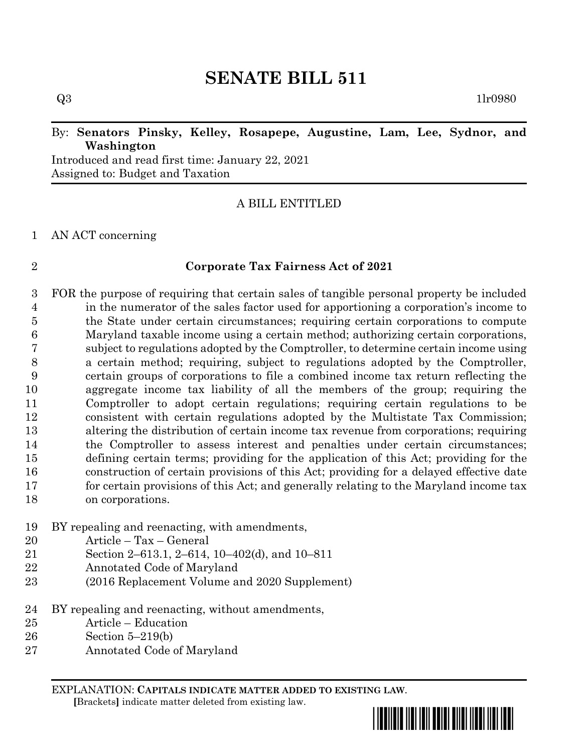# SENATE BILL 511

Q3 1lr0980

By: **Senators Pinsky, Kelley, Rosapepe, Augustine, Lam, Lee, Sydnor, and Washington**

Introduced and read first time: January 22, 2021

Assigned to: Budget and Taxation

A BILL ENTITLED

1 AN ACT concerning

2 **Corporate Tax Fairness Act of 2021**

3 FOR the purpose of requiring that certain sales of tangible personal property be included
4 in the numerator of the sales factor used for apportioning a corporation's income to
5 the State under certain circumstances; requiring certain corporations to compute
6 Maryland taxable income using a certain method; authorizing certain corporations,
7 subject to regulations adopted by the Comptroller, to determine certain income using
8 a certain method; requiring, subject to regulations adopted by the Comptroller,
9 certain groups of corporations to file a combined income tax return reflecting the
10 aggregate income tax liability of all the members of the group; requiring the
11 Comptroller to adopt certain regulations; requiring certain regulations to be
12 consistent with certain regulations adopted by the Multistate Tax Commission;
13 altering the distribution of certain income tax revenue from corporations; requiring
14 the Comptroller to assess interest and penalties under certain circumstances;
15 defining certain terms; providing for the application of this Act; providing for the
16 construction of certain provisions of this Act; providing for a delayed effective date
17 for certain provisions of this Act; and generally relating to the Maryland income tax
18 on corporations.

19 BY repealing and reenacting, with amendments,
20 Article – Tax – General
21 Section 2–613.1, 2–614, 10–402(d), and 10–811
22 Annotated Code of Maryland
23 (2016 Replacement Volume and 2020 Supplement)

24 BY repealing and reenacting, without amendments,
25 Article – Education
26 Section 5–219(b)
27 Annotated Code of Maryland

EXPLANATION: **CAPITALS INDICATE MATTER ADDED TO EXISTING LAW**.
[Brackets] indicate matter deleted from existing law.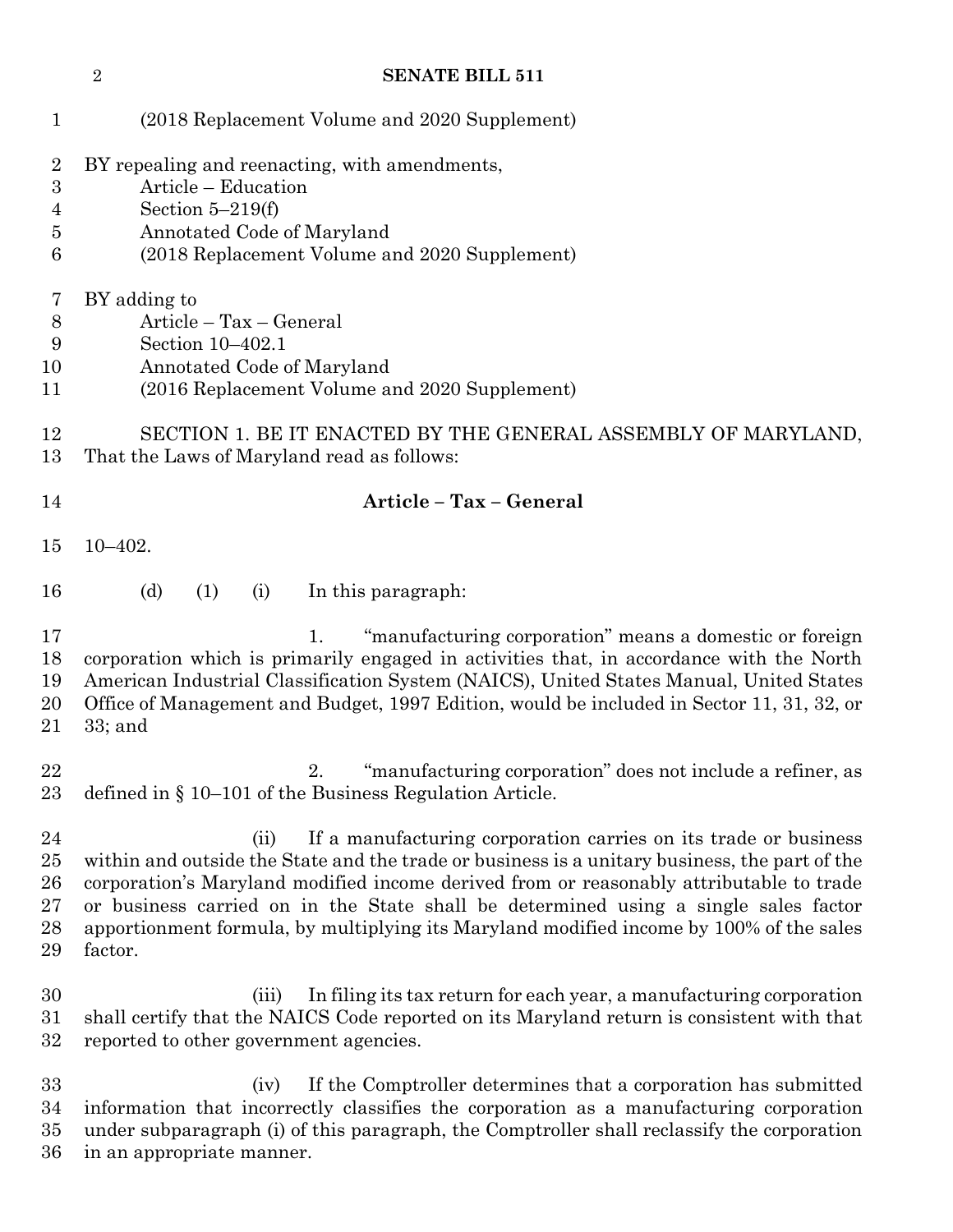(2018 Replacement Volume and 2020 Supplement)

BY repealing and reenacting, with amendments,
Article – Education
Section 5–219(f)
Annotated Code of Maryland
(2018 Replacement Volume and 2020 Supplement)

BY adding to
Article – Tax – General
Section 10–402.1
Annotated Code of Maryland
(2016 Replacement Volume and 2020 Supplement)

SECTION 1. BE IT ENACTED BY THE GENERAL ASSEMBLY OF MARYLAND, That the Laws of Maryland read as follows:

**Article – Tax – General**

10–402.

(d) (1) (i) In this paragraph:

1. "manufacturing corporation" means a domestic or foreign corporation which is primarily engaged in activities that, in accordance with the North American Industrial Classification System (NAICS), United States Manual, United States Office of Management and Budget, 1997 Edition, would be included in Sector 11, 31, 32, or 33; and

2. "manufacturing corporation" does not include a refiner, as defined in § 10–101 of the Business Regulation Article.

(ii) If a manufacturing corporation carries on its trade or business within and outside the State and the trade or business is a unitary business, the part of the corporation's Maryland modified income derived from or reasonably attributable to trade or business carried on in the State shall be determined using a single sales factor apportionment formula, by multiplying its Maryland modified income by 100% of the sales factor.

(iii) In filing its tax return for each year, a manufacturing corporation shall certify that the NAICS Code reported on its Maryland return is consistent with that reported to other government agencies.

(iv) If the Comptroller determines that a corporation has submitted information that incorrectly classifies the corporation as a manufacturing corporation under subparagraph (i) of this paragraph, the Comptroller shall reclassify the corporation in an appropriate manner.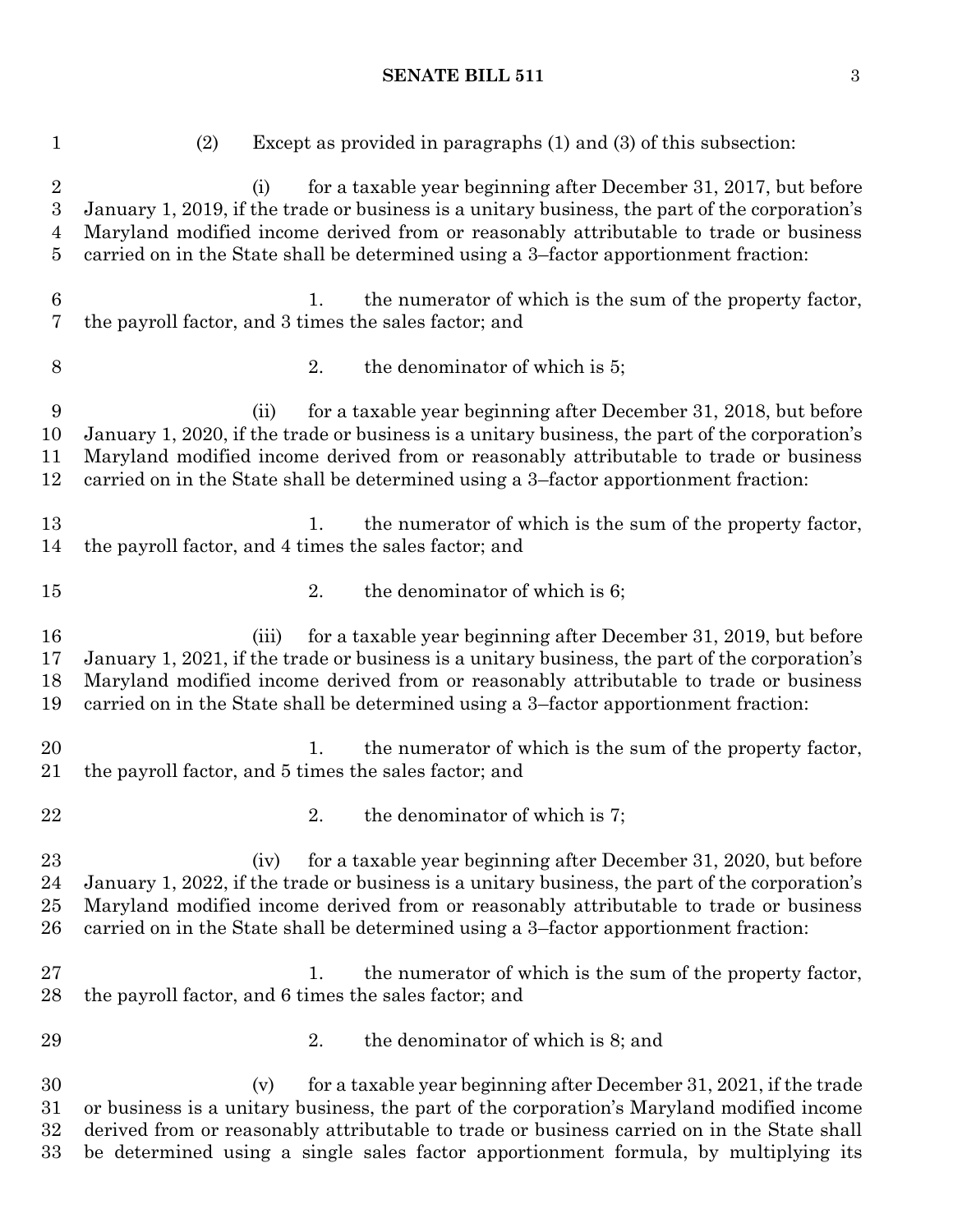(2) Except as provided in paragraphs (1) and (3) of this subsection:

(i) for a taxable year beginning after December 31, 2017, but before January 1, 2019, if the trade or business is a unitary business, the part of the corporation's Maryland modified income derived from or reasonably attributable to trade or business carried on in the State shall be determined using a 3–factor apportionment fraction:

1. the numerator of which is the sum of the property factor, the payroll factor, and 3 times the sales factor; and

2. the denominator of which is 5;

(ii) for a taxable year beginning after December 31, 2018, but before January 1, 2020, if the trade or business is a unitary business, the part of the corporation's Maryland modified income derived from or reasonably attributable to trade or business carried on in the State shall be determined using a 3–factor apportionment fraction:

1. the numerator of which is the sum of the property factor, the payroll factor, and 4 times the sales factor; and

2. the denominator of which is 6;

(iii) for a taxable year beginning after December 31, 2019, but before January 1, 2021, if the trade or business is a unitary business, the part of the corporation's Maryland modified income derived from or reasonably attributable to trade or business carried on in the State shall be determined using a 3–factor apportionment fraction:

1. the numerator of which is the sum of the property factor, the payroll factor, and 5 times the sales factor; and

2. the denominator of which is 7;

(iv) for a taxable year beginning after December 31, 2020, but before January 1, 2022, if the trade or business is a unitary business, the part of the corporation's Maryland modified income derived from or reasonably attributable to trade or business carried on in the State shall be determined using a 3–factor apportionment fraction:

1. the numerator of which is the sum of the property factor, the payroll factor, and 6 times the sales factor; and

2. the denominator of which is 8; and

(v) for a taxable year beginning after December 31, 2021, if the trade or business is a unitary business, the part of the corporation's Maryland modified income derived from or reasonably attributable to trade or business carried on in the State shall be determined using a single sales factor apportionment formula, by multiplying its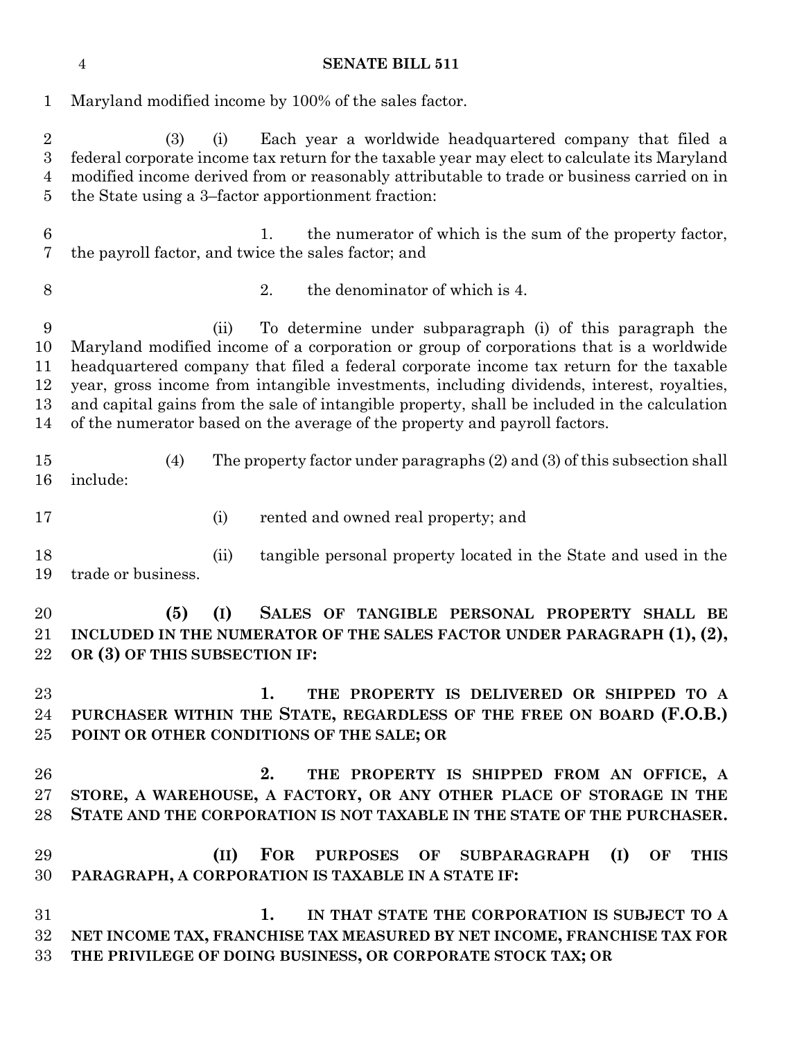Maryland modified income by 100% of the sales factor.

(3) (i) Each year a worldwide headquartered company that filed a federal corporate income tax return for the taxable year may elect to calculate its Maryland modified income derived from or reasonably attributable to trade or business carried on in the State using a 3–factor apportionment fraction:

1. the numerator of which is the sum of the property factor, the payroll factor, and twice the sales factor; and

2. the denominator of which is 4.

(ii) To determine under subparagraph (i) of this paragraph the Maryland modified income of a corporation or group of corporations that is a worldwide headquartered company that filed a federal corporate income tax return for the taxable year, gross income from intangible investments, including dividends, interest, royalties, and capital gains from the sale of intangible property, shall be included in the calculation of the numerator based on the average of the property and payroll factors.

(4) The property factor under paragraphs (2) and (3) of this subsection shall include:

(i) rented and owned real property; and

(ii) tangible personal property located in the State and used in the trade or business.

**(5) (I) SALES OF TANGIBLE PERSONAL PROPERTY SHALL BE INCLUDED IN THE NUMERATOR OF THE SALES FACTOR UNDER PARAGRAPH (1), (2), OR (3) OF THIS SUBSECTION IF:**

**1. THE PROPERTY IS DELIVERED OR SHIPPED TO A PURCHASER WITHIN THE STATE, REGARDLESS OF THE FREE ON BOARD (F.O.B.) POINT OR OTHER CONDITIONS OF THE SALE; OR**

**2. THE PROPERTY IS SHIPPED FROM AN OFFICE, A STORE, A WAREHOUSE, A FACTORY, OR ANY OTHER PLACE OF STORAGE IN THE STATE AND THE CORPORATION IS NOT TAXABLE IN THE STATE OF THE PURCHASER.**

**(II) FOR PURPOSES OF SUBPARAGRAPH (I) OF THIS PARAGRAPH, A CORPORATION IS TAXABLE IN A STATE IF:**

**1. IN THAT STATE THE CORPORATION IS SUBJECT TO A NET INCOME TAX, FRANCHISE TAX MEASURED BY NET INCOME, FRANCHISE TAX FOR THE PRIVILEGE OF DOING BUSINESS, OR CORPORATE STOCK TAX; OR**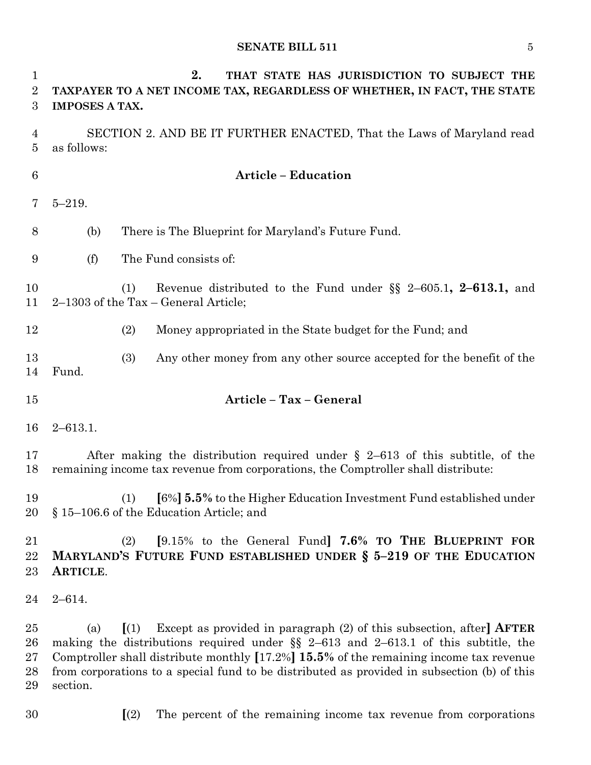**2. THAT STATE HAS JURISDICTION TO SUBJECT THE TAXPAYER TO A NET INCOME TAX, REGARDLESS OF WHETHER, IN FACT, THE STATE IMPOSES A TAX.**

SECTION 2. AND BE IT FURTHER ENACTED, That the Laws of Maryland read as follows:

**Article – Education**

5–219.

(b) There is The Blueprint for Maryland's Future Fund.

(f) The Fund consists of:

(1) Revenue distributed to the Fund under §§ 2–605.1**, 2–613.1,** and 2–1303 of the Tax – General Article;

(2) Money appropriated in the State budget for the Fund; and

(3) Any other money from any other source accepted for the benefit of the Fund.

**Article – Tax – General**

2–613.1.

After making the distribution required under § 2–613 of this subtitle, of the remaining income tax revenue from corporations, the Comptroller shall distribute:

(1) **[**6%**] 5.5%** to the Higher Education Investment Fund established under § 15–106.6 of the Education Article; and

(2) **[**9.15% to the General Fund**] 7.6% TO THE BLUEPRINT FOR MARYLAND'S FUTURE FUND ESTABLISHED UNDER § 5–219 OF THE EDUCATION ARTICLE**.

2–614.

(a) **[**(1) Except as provided in paragraph (2) of this subsection, after**] AFTER** making the distributions required under §§ 2–613 and 2–613.1 of this subtitle, the Comptroller shall distribute monthly **[**17.2%**] 15.5%** of the remaining income tax revenue from corporations to a special fund to be distributed as provided in subsection (b) of this section.

**[**(2) The percent of the remaining income tax revenue from corporations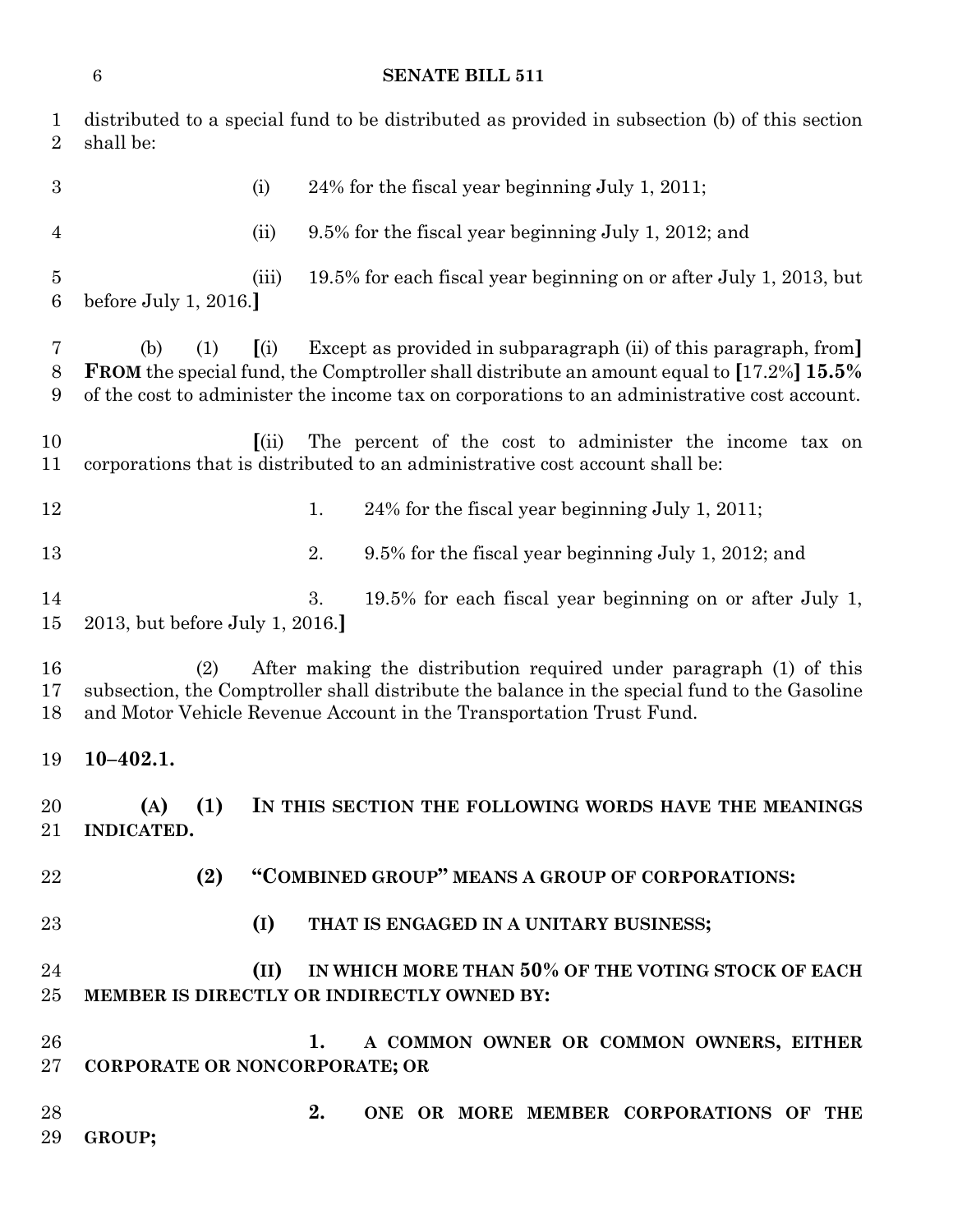distributed to a special fund to be distributed as provided in subsection (b) of this section shall be:

(i) 24% for the fiscal year beginning July 1, 2011;

(ii) 9.5% for the fiscal year beginning July 1, 2012; and

(iii) 19.5% for each fiscal year beginning on or after July 1, 2013, but before July 1, 2016.**]**

(b) (1) **[**(i) Except as provided in subparagraph (ii) of this paragraph, from**]** **FROM** the special fund, the Comptroller shall distribute an amount equal to **[**17.2%**]** **15.5%** of the cost to administer the income tax on corporations to an administrative cost account.

**[**(ii) The percent of the cost to administer the income tax on corporations that is distributed to an administrative cost account shall be:

1. 24% for the fiscal year beginning July 1, 2011;

2. 9.5% for the fiscal year beginning July 1, 2012; and

3. 19.5% for each fiscal year beginning on or after July 1, 2013, but before July 1, 2016.**]**

(2) After making the distribution required under paragraph (1) of this subsection, the Comptroller shall distribute the balance in the special fund to the Gasoline and Motor Vehicle Revenue Account in the Transportation Trust Fund.

**10–402.1.**

**(A) (1) IN THIS SECTION THE FOLLOWING WORDS HAVE THE MEANINGS INDICATED.**

**(2) "COMBINED GROUP" MEANS A GROUP OF CORPORATIONS:**

**(I) THAT IS ENGAGED IN A UNITARY BUSINESS;**

**(II) IN WHICH MORE THAN 50% OF THE VOTING STOCK OF EACH MEMBER IS DIRECTLY OR INDIRECTLY OWNED BY:**

**1. A COMMON OWNER OR COMMON OWNERS, EITHER CORPORATE OR NONCORPORATE; OR**

**2. ONE OR MORE MEMBER CORPORATIONS OF THE GROUP;**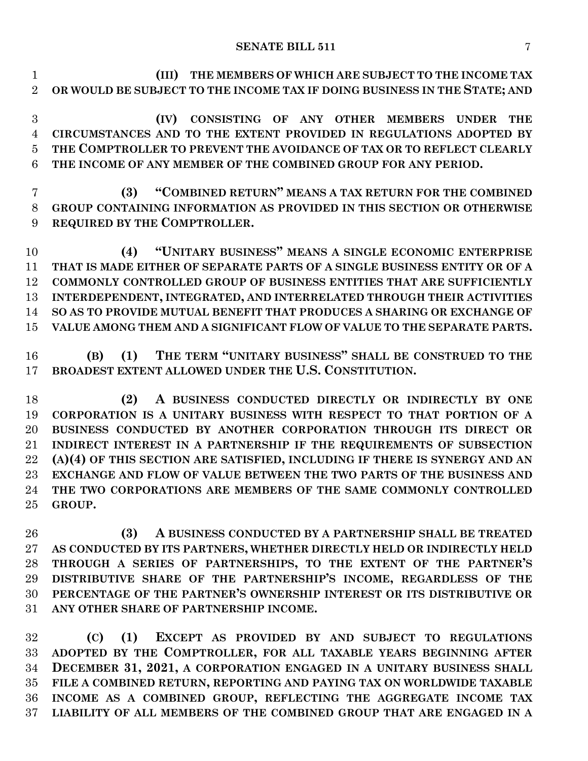**(III) THE MEMBERS OF WHICH ARE SUBJECT TO THE INCOME TAX OR WOULD BE SUBJECT TO THE INCOME TAX IF DOING BUSINESS IN THE STATE; AND**

**(IV) CONSISTING OF ANY OTHER MEMBERS UNDER THE CIRCUMSTANCES AND TO THE EXTENT PROVIDED IN REGULATIONS ADOPTED BY THE COMPTROLLER TO PREVENT THE AVOIDANCE OF TAX OR TO REFLECT CLEARLY THE INCOME OF ANY MEMBER OF THE COMBINED GROUP FOR ANY PERIOD.**

**(3) "COMBINED RETURN" MEANS A TAX RETURN FOR THE COMBINED GROUP CONTAINING INFORMATION AS PROVIDED IN THIS SECTION OR OTHERWISE REQUIRED BY THE COMPTROLLER.**

**(4) "UNITARY BUSINESS" MEANS A SINGLE ECONOMIC ENTERPRISE THAT IS MADE EITHER OF SEPARATE PARTS OF A SINGLE BUSINESS ENTITY OR OF A COMMONLY CONTROLLED GROUP OF BUSINESS ENTITIES THAT ARE SUFFICIENTLY INTERDEPENDENT, INTEGRATED, AND INTERRELATED THROUGH THEIR ACTIVITIES SO AS TO PROVIDE MUTUAL BENEFIT THAT PRODUCES A SHARING OR EXCHANGE OF VALUE AMONG THEM AND A SIGNIFICANT FLOW OF VALUE TO THE SEPARATE PARTS.**

**(B) (1) THE TERM "UNITARY BUSINESS" SHALL BE CONSTRUED TO THE BROADEST EXTENT ALLOWED UNDER THE U.S. CONSTITUTION.**

**(2) A BUSINESS CONDUCTED DIRECTLY OR INDIRECTLY BY ONE CORPORATION IS A UNITARY BUSINESS WITH RESPECT TO THAT PORTION OF A BUSINESS CONDUCTED BY ANOTHER CORPORATION THROUGH ITS DIRECT OR INDIRECT INTEREST IN A PARTNERSHIP IF THE REQUIREMENTS OF SUBSECTION (A)(4) OF THIS SECTION ARE SATISFIED, INCLUDING IF THERE IS SYNERGY AND AN EXCHANGE AND FLOW OF VALUE BETWEEN THE TWO PARTS OF THE BUSINESS AND THE TWO CORPORATIONS ARE MEMBERS OF THE SAME COMMONLY CONTROLLED GROUP.**

**(3) A BUSINESS CONDUCTED BY A PARTNERSHIP SHALL BE TREATED AS CONDUCTED BY ITS PARTNERS, WHETHER DIRECTLY HELD OR INDIRECTLY HELD THROUGH A SERIES OF PARTNERSHIPS, TO THE EXTENT OF THE PARTNER'S DISTRIBUTIVE SHARE OF THE PARTNERSHIP'S INCOME, REGARDLESS OF THE PERCENTAGE OF THE PARTNER'S OWNERSHIP INTEREST OR ITS DISTRIBUTIVE OR ANY OTHER SHARE OF PARTNERSHIP INCOME.**

**(C) (1) EXCEPT AS PROVIDED BY AND SUBJECT TO REGULATIONS ADOPTED BY THE COMPTROLLER, FOR ALL TAXABLE YEARS BEGINNING AFTER DECEMBER 31, 2021, A CORPORATION ENGAGED IN A UNITARY BUSINESS SHALL FILE A COMBINED RETURN, REPORTING AND PAYING TAX ON WORLDWIDE TAXABLE INCOME AS A COMBINED GROUP, REFLECTING THE AGGREGATE INCOME TAX LIABILITY OF ALL MEMBERS OF THE COMBINED GROUP THAT ARE ENGAGED IN A**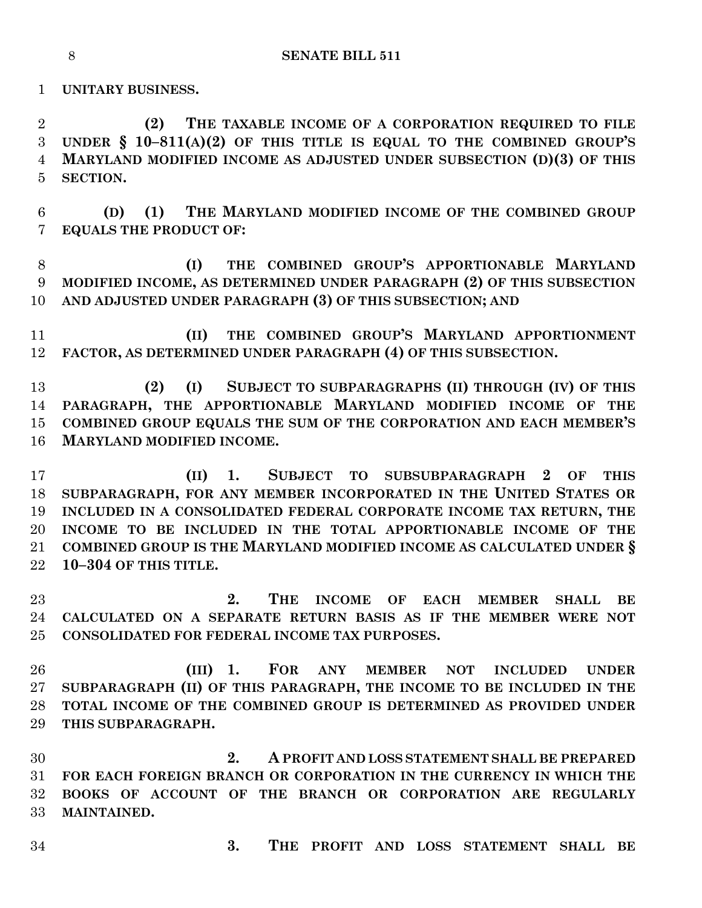**UNITARY BUSINESS.**

**(2) THE TAXABLE INCOME OF A CORPORATION REQUIRED TO FILE UNDER § 10–811(A)(2) OF THIS TITLE IS EQUAL TO THE COMBINED GROUP'S MARYLAND MODIFIED INCOME AS ADJUSTED UNDER SUBSECTION (D)(3) OF THIS SECTION.**

**(D) (1) THE MARYLAND MODIFIED INCOME OF THE COMBINED GROUP EQUALS THE PRODUCT OF:**

**(I) THE COMBINED GROUP'S APPORTIONABLE MARYLAND MODIFIED INCOME, AS DETERMINED UNDER PARAGRAPH (2) OF THIS SUBSECTION AND ADJUSTED UNDER PARAGRAPH (3) OF THIS SUBSECTION; AND**

**(II) THE COMBINED GROUP'S MARYLAND APPORTIONMENT FACTOR, AS DETERMINED UNDER PARAGRAPH (4) OF THIS SUBSECTION.**

**(2) (I) SUBJECT TO SUBPARAGRAPHS (II) THROUGH (IV) OF THIS PARAGRAPH, THE APPORTIONABLE MARYLAND MODIFIED INCOME OF THE COMBINED GROUP EQUALS THE SUM OF THE CORPORATION AND EACH MEMBER'S MARYLAND MODIFIED INCOME.**

**(II) 1. SUBJECT TO SUBSUBPARAGRAPH 2 OF THIS SUBPARAGRAPH, FOR ANY MEMBER INCORPORATED IN THE UNITED STATES OR INCLUDED IN A CONSOLIDATED FEDERAL CORPORATE INCOME TAX RETURN, THE INCOME TO BE INCLUDED IN THE TOTAL APPORTIONABLE INCOME OF THE COMBINED GROUP IS THE MARYLAND MODIFIED INCOME AS CALCULATED UNDER § 10–304 OF THIS TITLE.**

**2. THE INCOME OF EACH MEMBER SHALL BE CALCULATED ON A SEPARATE RETURN BASIS AS IF THE MEMBER WERE NOT CONSOLIDATED FOR FEDERAL INCOME TAX PURPOSES.**

**(III) 1. FOR ANY MEMBER NOT INCLUDED UNDER SUBPARAGRAPH (II) OF THIS PARAGRAPH, THE INCOME TO BE INCLUDED IN THE TOTAL INCOME OF THE COMBINED GROUP IS DETERMINED AS PROVIDED UNDER THIS SUBPARAGRAPH.**

**2. A PROFIT AND LOSS STATEMENT SHALL BE PREPARED FOR EACH FOREIGN BRANCH OR CORPORATION IN THE CURRENCY IN WHICH THE BOOKS OF ACCOUNT OF THE BRANCH OR CORPORATION ARE REGULARLY MAINTAINED.**

**3. THE PROFIT AND LOSS STATEMENT SHALL BE**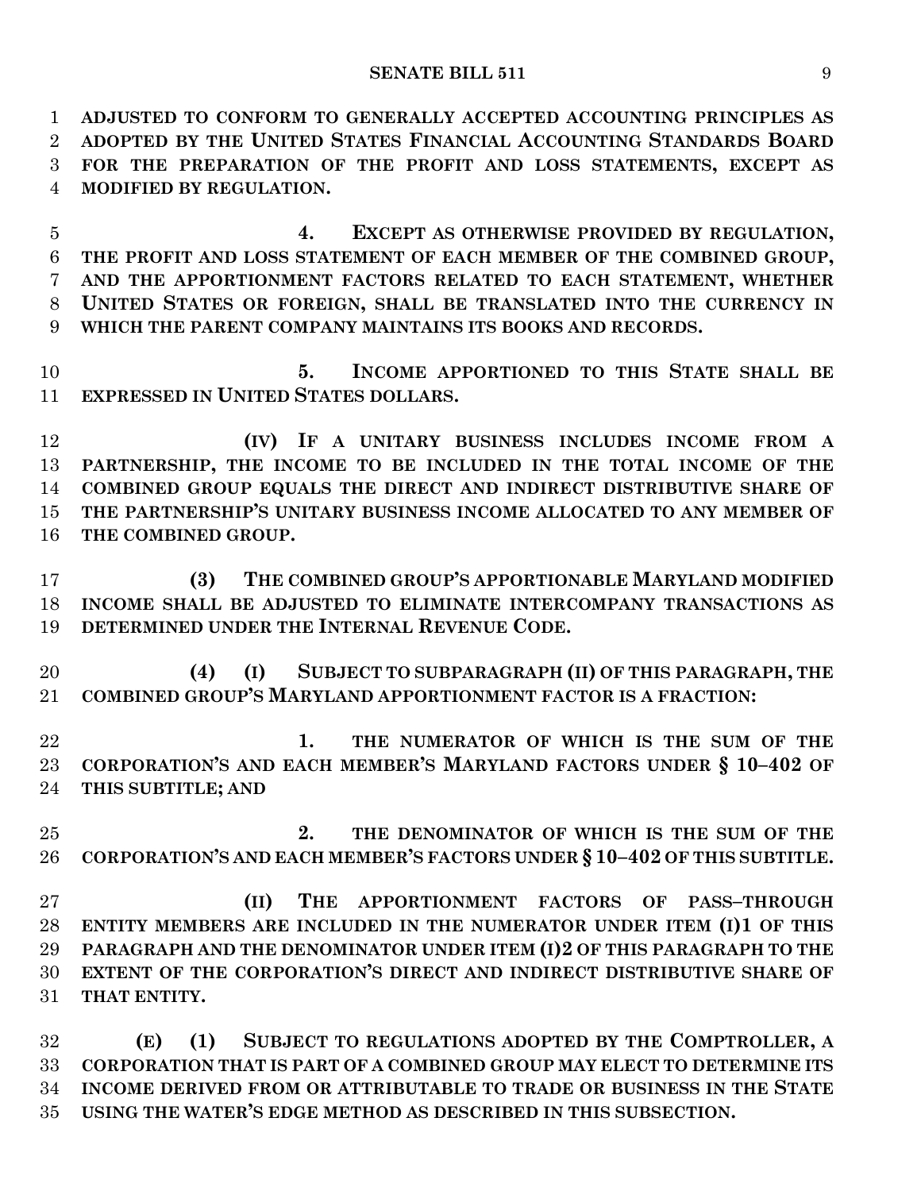**ADJUSTED TO CONFORM TO GENERALLY ACCEPTED ACCOUNTING PRINCIPLES AS ADOPTED BY THE UNITED STATES FINANCIAL ACCOUNTING STANDARDS BOARD FOR THE PREPARATION OF THE PROFIT AND LOSS STATEMENTS, EXCEPT AS MODIFIED BY REGULATION.**

**4. EXCEPT AS OTHERWISE PROVIDED BY REGULATION, THE PROFIT AND LOSS STATEMENT OF EACH MEMBER OF THE COMBINED GROUP, AND THE APPORTIONMENT FACTORS RELATED TO EACH STATEMENT, WHETHER UNITED STATES OR FOREIGN, SHALL BE TRANSLATED INTO THE CURRENCY IN WHICH THE PARENT COMPANY MAINTAINS ITS BOOKS AND RECORDS.**

**5. INCOME APPORTIONED TO THIS STATE SHALL BE EXPRESSED IN UNITED STATES DOLLARS.**

**(IV) IF A UNITARY BUSINESS INCLUDES INCOME FROM A PARTNERSHIP, THE INCOME TO BE INCLUDED IN THE TOTAL INCOME OF THE COMBINED GROUP EQUALS THE DIRECT AND INDIRECT DISTRIBUTIVE SHARE OF THE PARTNERSHIP'S UNITARY BUSINESS INCOME ALLOCATED TO ANY MEMBER OF THE COMBINED GROUP.**

**(3) THE COMBINED GROUP'S APPORTIONABLE MARYLAND MODIFIED INCOME SHALL BE ADJUSTED TO ELIMINATE INTERCOMPANY TRANSACTIONS AS DETERMINED UNDER THE INTERNAL REVENUE CODE.**

**(4) (I) SUBJECT TO SUBPARAGRAPH (II) OF THIS PARAGRAPH, THE COMBINED GROUP'S MARYLAND APPORTIONMENT FACTOR IS A FRACTION:**

**1. THE NUMERATOR OF WHICH IS THE SUM OF THE CORPORATION'S AND EACH MEMBER'S MARYLAND FACTORS UNDER § 10–402 OF THIS SUBTITLE; AND**

**2. THE DENOMINATOR OF WHICH IS THE SUM OF THE CORPORATION'S AND EACH MEMBER'S FACTORS UNDER § 10–402 OF THIS SUBTITLE.**

**(II) THE APPORTIONMENT FACTORS OF PASS–THROUGH ENTITY MEMBERS ARE INCLUDED IN THE NUMERATOR UNDER ITEM (I)1 OF THIS PARAGRAPH AND THE DENOMINATOR UNDER ITEM (I)2 OF THIS PARAGRAPH TO THE EXTENT OF THE CORPORATION'S DIRECT AND INDIRECT DISTRIBUTIVE SHARE OF THAT ENTITY.**

**(E) (1) SUBJECT TO REGULATIONS ADOPTED BY THE COMPTROLLER, A CORPORATION THAT IS PART OF A COMBINED GROUP MAY ELECT TO DETERMINE ITS INCOME DERIVED FROM OR ATTRIBUTABLE TO TRADE OR BUSINESS IN THE STATE USING THE WATER'S EDGE METHOD AS DESCRIBED IN THIS SUBSECTION.**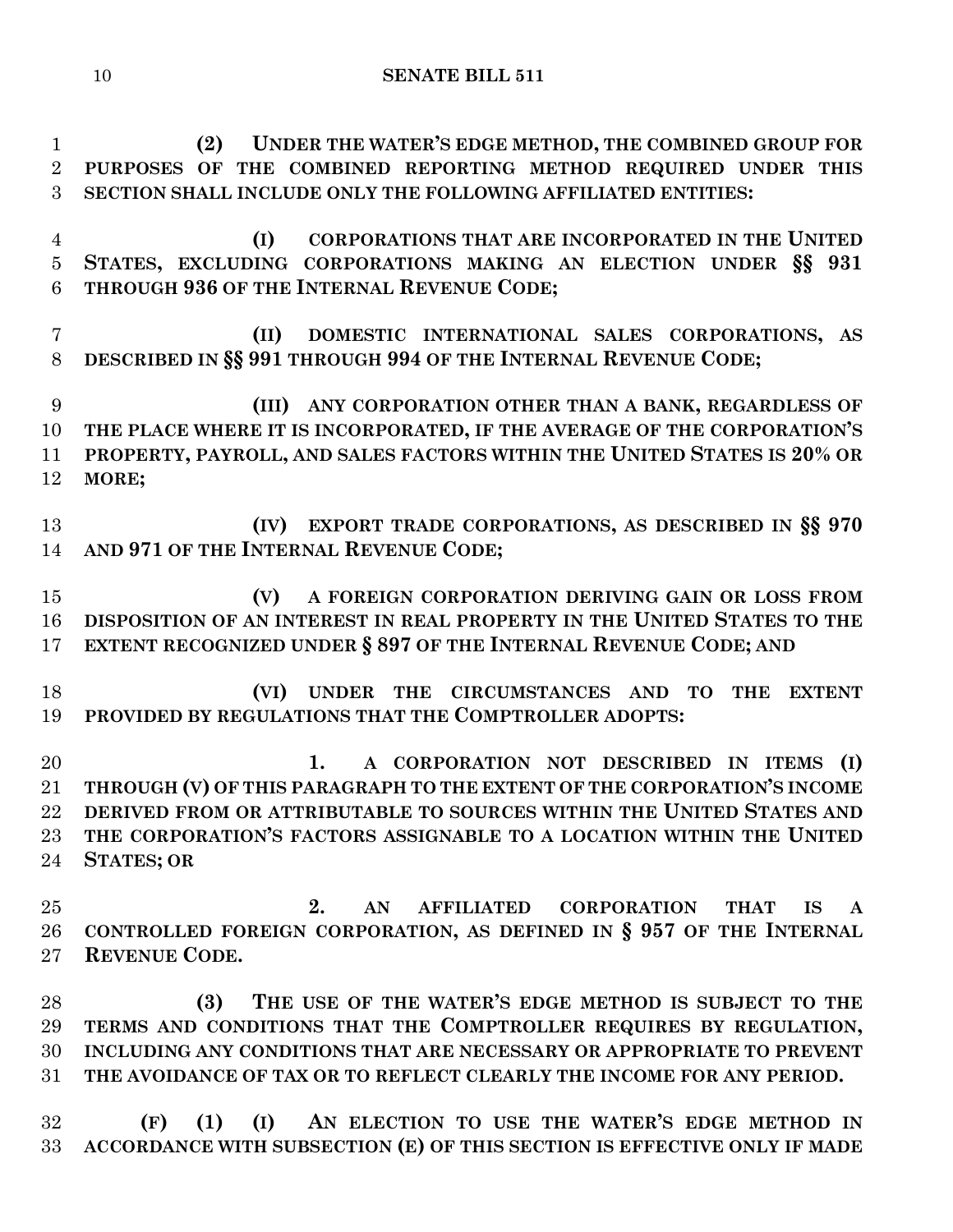**(2) UNDER THE WATER'S EDGE METHOD, THE COMBINED GROUP FOR PURPOSES OF THE COMBINED REPORTING METHOD REQUIRED UNDER THIS SECTION SHALL INCLUDE ONLY THE FOLLOWING AFFILIATED ENTITIES:**

**(I) CORPORATIONS THAT ARE INCORPORATED IN THE UNITED STATES, EXCLUDING CORPORATIONS MAKING AN ELECTION UNDER §§ 931 THROUGH 936 OF THE INTERNAL REVENUE CODE;**

**(II) DOMESTIC INTERNATIONAL SALES CORPORATIONS, AS DESCRIBED IN §§ 991 THROUGH 994 OF THE INTERNAL REVENUE CODE;**

**(III) ANY CORPORATION OTHER THAN A BANK, REGARDLESS OF THE PLACE WHERE IT IS INCORPORATED, IF THE AVERAGE OF THE CORPORATION'S PROPERTY, PAYROLL, AND SALES FACTORS WITHIN THE UNITED STATES IS 20% OR MORE;**

**(IV) EXPORT TRADE CORPORATIONS, AS DESCRIBED IN §§ 970 AND 971 OF THE INTERNAL REVENUE CODE;**

**(V) A FOREIGN CORPORATION DERIVING GAIN OR LOSS FROM DISPOSITION OF AN INTEREST IN REAL PROPERTY IN THE UNITED STATES TO THE EXTENT RECOGNIZED UNDER § 897 OF THE INTERNAL REVENUE CODE; AND**

**(VI) UNDER THE CIRCUMSTANCES AND TO THE EXTENT PROVIDED BY REGULATIONS THAT THE COMPTROLLER ADOPTS:**

**1. A CORPORATION NOT DESCRIBED IN ITEMS (I) THROUGH (V) OF THIS PARAGRAPH TO THE EXTENT OF THE CORPORATION'S INCOME DERIVED FROM OR ATTRIBUTABLE TO SOURCES WITHIN THE UNITED STATES AND THE CORPORATION'S FACTORS ASSIGNABLE TO A LOCATION WITHIN THE UNITED STATES; OR**

**2. AN AFFILIATED CORPORATION THAT IS A CONTROLLED FOREIGN CORPORATION, AS DEFINED IN § 957 OF THE INTERNAL REVENUE CODE.**

**(3) THE USE OF THE WATER'S EDGE METHOD IS SUBJECT TO THE TERMS AND CONDITIONS THAT THE COMPTROLLER REQUIRES BY REGULATION, INCLUDING ANY CONDITIONS THAT ARE NECESSARY OR APPROPRIATE TO PREVENT THE AVOIDANCE OF TAX OR TO REFLECT CLEARLY THE INCOME FOR ANY PERIOD.**

**(F) (1) (I) AN ELECTION TO USE THE WATER'S EDGE METHOD IN ACCORDANCE WITH SUBSECTION (E) OF THIS SECTION IS EFFECTIVE ONLY IF MADE**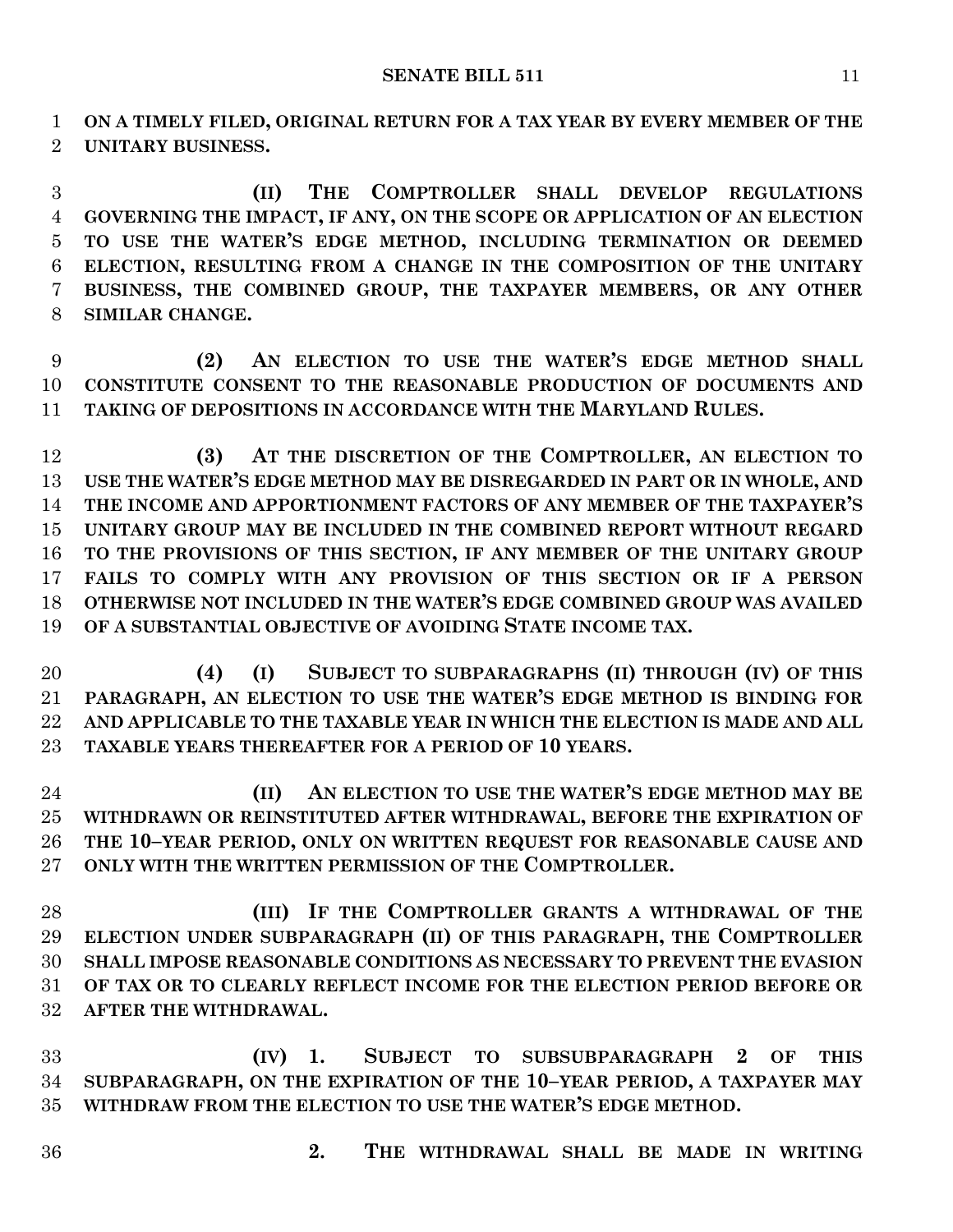**ON A TIMELY FILED, ORIGINAL RETURN FOR A TAX YEAR BY EVERY MEMBER OF THE UNITARY BUSINESS.**

**(II) THE COMPTROLLER SHALL DEVELOP REGULATIONS GOVERNING THE IMPACT, IF ANY, ON THE SCOPE OR APPLICATION OF AN ELECTION TO USE THE WATER'S EDGE METHOD, INCLUDING TERMINATION OR DEEMED ELECTION, RESULTING FROM A CHANGE IN THE COMPOSITION OF THE UNITARY BUSINESS, THE COMBINED GROUP, THE TAXPAYER MEMBERS, OR ANY OTHER SIMILAR CHANGE.**

**(2) AN ELECTION TO USE THE WATER'S EDGE METHOD SHALL CONSTITUTE CONSENT TO THE REASONABLE PRODUCTION OF DOCUMENTS AND TAKING OF DEPOSITIONS IN ACCORDANCE WITH THE MARYLAND RULES.**

**(3) AT THE DISCRETION OF THE COMPTROLLER, AN ELECTION TO USE THE WATER'S EDGE METHOD MAY BE DISREGARDED IN PART OR IN WHOLE, AND THE INCOME AND APPORTIONMENT FACTORS OF ANY MEMBER OF THE TAXPAYER'S UNITARY GROUP MAY BE INCLUDED IN THE COMBINED REPORT WITHOUT REGARD TO THE PROVISIONS OF THIS SECTION, IF ANY MEMBER OF THE UNITARY GROUP FAILS TO COMPLY WITH ANY PROVISION OF THIS SECTION OR IF A PERSON OTHERWISE NOT INCLUDED IN THE WATER'S EDGE COMBINED GROUP WAS AVAILED OF A SUBSTANTIAL OBJECTIVE OF AVOIDING STATE INCOME TAX.**

**(4) (I) SUBJECT TO SUBPARAGRAPHS (II) THROUGH (IV) OF THIS PARAGRAPH, AN ELECTION TO USE THE WATER'S EDGE METHOD IS BINDING FOR AND APPLICABLE TO THE TAXABLE YEAR IN WHICH THE ELECTION IS MADE AND ALL TAXABLE YEARS THEREAFTER FOR A PERIOD OF 10 YEARS.**

**(II) AN ELECTION TO USE THE WATER'S EDGE METHOD MAY BE WITHDRAWN OR REINSTITUTED AFTER WITHDRAWAL, BEFORE THE EXPIRATION OF THE 10–YEAR PERIOD, ONLY ON WRITTEN REQUEST FOR REASONABLE CAUSE AND ONLY WITH THE WRITTEN PERMISSION OF THE COMPTROLLER.**

**(III) IF THE COMPTROLLER GRANTS A WITHDRAWAL OF THE ELECTION UNDER SUBPARAGRAPH (II) OF THIS PARAGRAPH, THE COMPTROLLER SHALL IMPOSE REASONABLE CONDITIONS AS NECESSARY TO PREVENT THE EVASION OF TAX OR TO CLEARLY REFLECT INCOME FOR THE ELECTION PERIOD BEFORE OR AFTER THE WITHDRAWAL.**

**(IV) 1. SUBJECT TO SUBSUBPARAGRAPH 2 OF THIS SUBPARAGRAPH, ON THE EXPIRATION OF THE 10–YEAR PERIOD, A TAXPAYER MAY WITHDRAW FROM THE ELECTION TO USE THE WATER'S EDGE METHOD.**

**2. THE WITHDRAWAL SHALL BE MADE IN WRITING**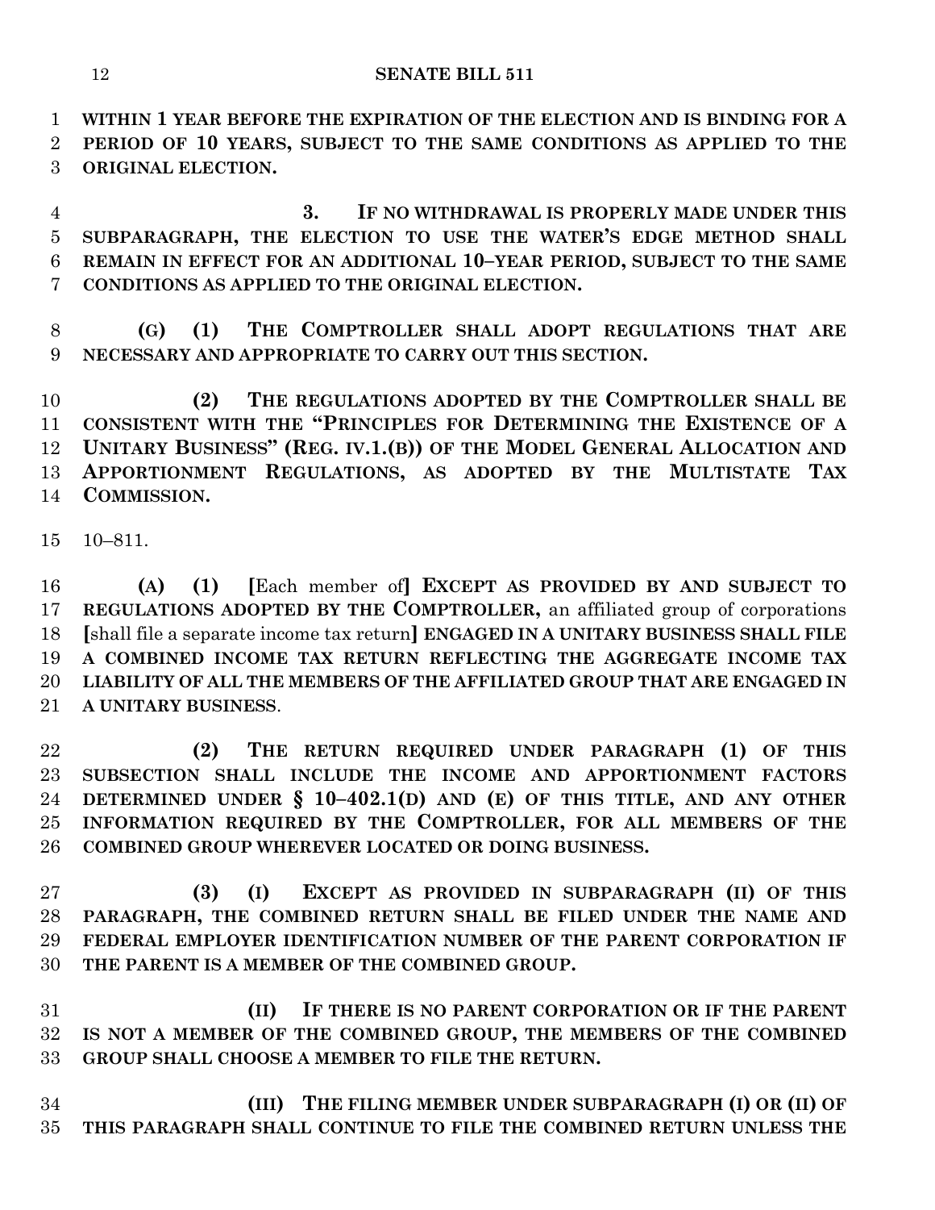WITHIN 1 YEAR BEFORE THE EXPIRATION OF THE ELECTION AND IS BINDING FOR A PERIOD OF 10 YEARS, SUBJECT TO THE SAME CONDITIONS AS APPLIED TO THE ORIGINAL ELECTION.

3. IF NO WITHDRAWAL IS PROPERLY MADE UNDER THIS SUBPARAGRAPH, THE ELECTION TO USE THE WATER'S EDGE METHOD SHALL REMAIN IN EFFECT FOR AN ADDITIONAL 10–YEAR PERIOD, SUBJECT TO THE SAME CONDITIONS AS APPLIED TO THE ORIGINAL ELECTION.

**(G) (1) THE COMPTROLLER SHALL ADOPT REGULATIONS THAT ARE NECESSARY AND APPROPRIATE TO CARRY OUT THIS SECTION.**

**(2) THE REGULATIONS ADOPTED BY THE COMPTROLLER SHALL BE CONSISTENT WITH THE "PRINCIPLES FOR DETERMINING THE EXISTENCE OF A UNITARY BUSINESS" (REG. IV.1.(B)) OF THE MODEL GENERAL ALLOCATION AND APPORTIONMENT REGULATIONS, AS ADOPTED BY THE MULTISTATE TAX COMMISSION.**

10–811.

**(A) (1)** [Each member of] **EXCEPT AS PROVIDED BY AND SUBJECT TO REGULATIONS ADOPTED BY THE COMPTROLLER,** an affiliated group of corporations [shall file a separate income tax return] **ENGAGED IN A UNITARY BUSINESS SHALL FILE A COMBINED INCOME TAX RETURN REFLECTING THE AGGREGATE INCOME TAX LIABILITY OF ALL THE MEMBERS OF THE AFFILIATED GROUP THAT ARE ENGAGED IN A UNITARY BUSINESS**.

**(2) THE RETURN REQUIRED UNDER PARAGRAPH (1) OF THIS SUBSECTION SHALL INCLUDE THE INCOME AND APPORTIONMENT FACTORS DETERMINED UNDER § 10–402.1(D) AND (E) OF THIS TITLE, AND ANY OTHER INFORMATION REQUIRED BY THE COMPTROLLER, FOR ALL MEMBERS OF THE COMBINED GROUP WHEREVER LOCATED OR DOING BUSINESS.**

**(3) (I) EXCEPT AS PROVIDED IN SUBPARAGRAPH (II) OF THIS PARAGRAPH, THE COMBINED RETURN SHALL BE FILED UNDER THE NAME AND FEDERAL EMPLOYER IDENTIFICATION NUMBER OF THE PARENT CORPORATION IF THE PARENT IS A MEMBER OF THE COMBINED GROUP.**

**(II) IF THERE IS NO PARENT CORPORATION OR IF THE PARENT IS NOT A MEMBER OF THE COMBINED GROUP, THE MEMBERS OF THE COMBINED GROUP SHALL CHOOSE A MEMBER TO FILE THE RETURN.**

**(III) THE FILING MEMBER UNDER SUBPARAGRAPH (I) OR (II) OF THIS PARAGRAPH SHALL CONTINUE TO FILE THE COMBINED RETURN UNLESS THE**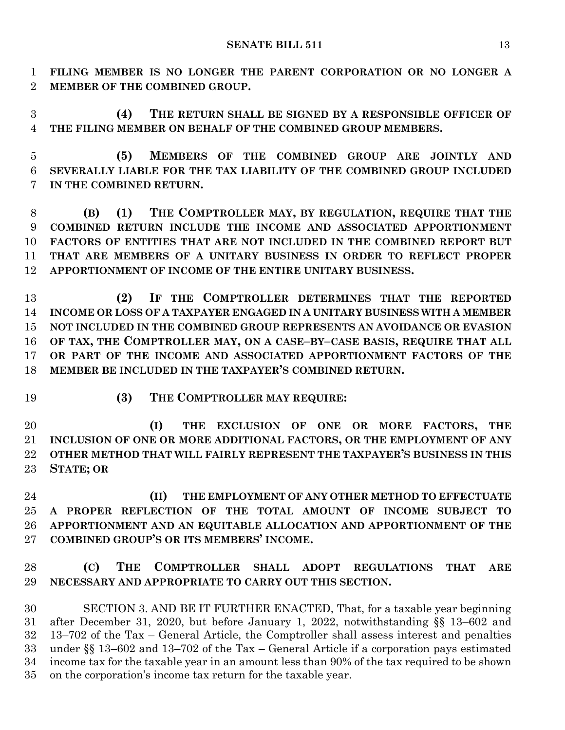**FILING MEMBER IS NO LONGER THE PARENT CORPORATION OR NO LONGER A MEMBER OF THE COMBINED GROUP.**

**(4) THE RETURN SHALL BE SIGNED BY A RESPONSIBLE OFFICER OF THE FILING MEMBER ON BEHALF OF THE COMBINED GROUP MEMBERS.**

**(5) MEMBERS OF THE COMBINED GROUP ARE JOINTLY AND SEVERALLY LIABLE FOR THE TAX LIABILITY OF THE COMBINED GROUP INCLUDED IN THE COMBINED RETURN.**

**(B) (1) THE COMPTROLLER MAY, BY REGULATION, REQUIRE THAT THE COMBINED RETURN INCLUDE THE INCOME AND ASSOCIATED APPORTIONMENT FACTORS OF ENTITIES THAT ARE NOT INCLUDED IN THE COMBINED REPORT BUT THAT ARE MEMBERS OF A UNITARY BUSINESS IN ORDER TO REFLECT PROPER APPORTIONMENT OF INCOME OF THE ENTIRE UNITARY BUSINESS.**

**(2) IF THE COMPTROLLER DETERMINES THAT THE REPORTED INCOME OR LOSS OF A TAXPAYER ENGAGED IN A UNITARY BUSINESS WITH A MEMBER NOT INCLUDED IN THE COMBINED GROUP REPRESENTS AN AVOIDANCE OR EVASION OF TAX, THE COMPTROLLER MAY, ON A CASE–BY–CASE BASIS, REQUIRE THAT ALL OR PART OF THE INCOME AND ASSOCIATED APPORTIONMENT FACTORS OF THE MEMBER BE INCLUDED IN THE TAXPAYER'S COMBINED RETURN.**

**(3) THE COMPTROLLER MAY REQUIRE:**

**(I) THE EXCLUSION OF ONE OR MORE FACTORS, THE INCLUSION OF ONE OR MORE ADDITIONAL FACTORS, OR THE EMPLOYMENT OF ANY OTHER METHOD THAT WILL FAIRLY REPRESENT THE TAXPAYER'S BUSINESS IN THIS STATE; OR**

**(II) THE EMPLOYMENT OF ANY OTHER METHOD TO EFFECTUATE A PROPER REFLECTION OF THE TOTAL AMOUNT OF INCOME SUBJECT TO APPORTIONMENT AND AN EQUITABLE ALLOCATION AND APPORTIONMENT OF THE COMBINED GROUP'S OR ITS MEMBERS' INCOME.**

**(C) THE COMPTROLLER SHALL ADOPT REGULATIONS THAT ARE NECESSARY AND APPROPRIATE TO CARRY OUT THIS SECTION.**

SECTION 3. AND BE IT FURTHER ENACTED, That, for a taxable year beginning after December 31, 2020, but before January 1, 2022, notwithstanding §§ 13–602 and 13–702 of the Tax – General Article, the Comptroller shall assess interest and penalties under §§ 13–602 and 13–702 of the Tax – General Article if a corporation pays estimated income tax for the taxable year in an amount less than 90% of the tax required to be shown on the corporation's income tax return for the taxable year.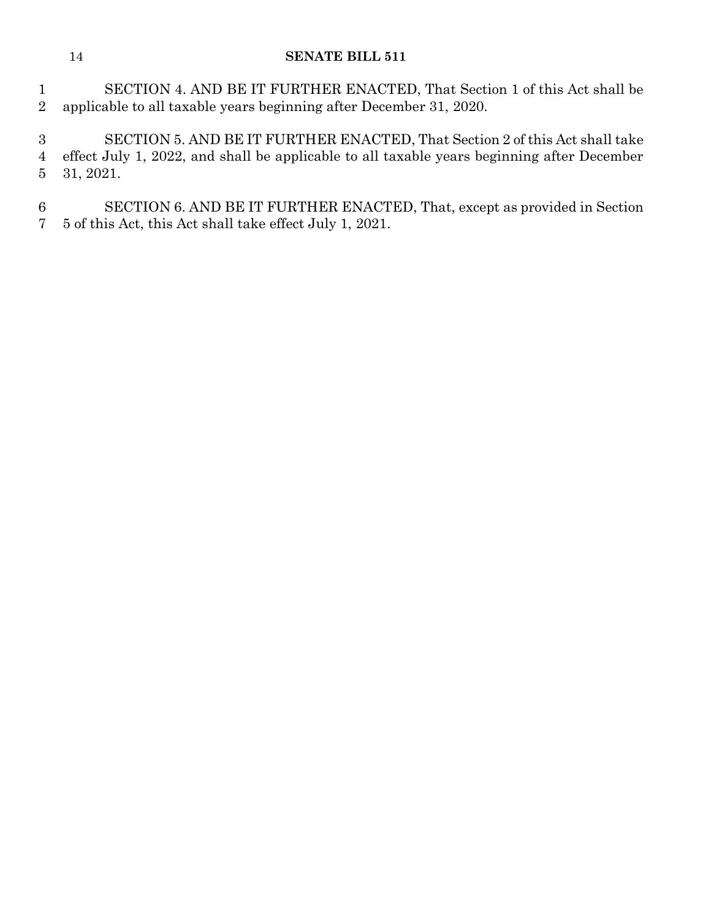SECTION 4. AND BE IT FURTHER ENACTED, That Section 1 of this Act shall be applicable to all taxable years beginning after December 31, 2020.

SECTION 5. AND BE IT FURTHER ENACTED, That Section 2 of this Act shall take effect July 1, 2022, and shall be applicable to all taxable years beginning after December 31, 2021.

SECTION 6. AND BE IT FURTHER ENACTED, That, except as provided in Section 5 of this Act, this Act shall take effect July 1, 2021.